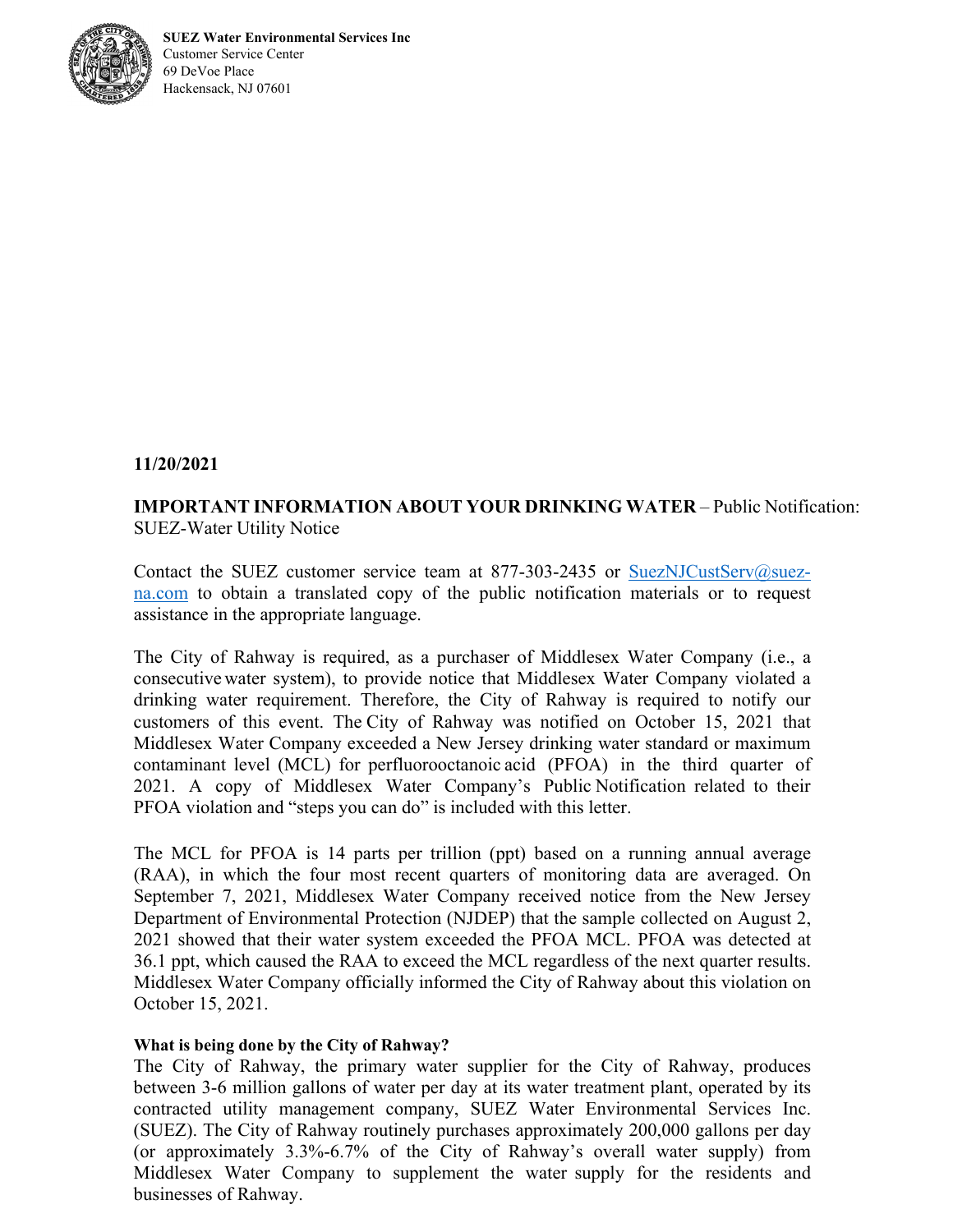**SUEZ Water Environmental Services Inc**
Customer Service Center
69 DeVoe Place
Hackensack, NJ 07601

**11/20/2021**

**IMPORTANT INFORMATION ABOUT YOUR DRINKING WATER** – Public Notification: SUEZ-Water Utility Notice

Contact the SUEZ customer service team at 877-303-2435 or SuezNJCustServ@suez-na.com to obtain a translated copy of the public notification materials or to request assistance in the appropriate language.

The City of Rahway is required, as a purchaser of Middlesex Water Company (i.e., a consecutive water system), to provide notice that Middlesex Water Company violated a drinking water requirement. Therefore, the City of Rahway is required to notify our customers of this event. The City of Rahway was notified on October 15, 2021 that Middlesex Water Company exceeded a New Jersey drinking water standard or maximum contaminant level (MCL) for perfluorooctanoic acid (PFOA) in the third quarter of 2021. A copy of Middlesex Water Company's Public Notification related to their PFOA violation and "steps you can do" is included with this letter.

The MCL for PFOA is 14 parts per trillion (ppt) based on a running annual average (RAA), in which the four most recent quarters of monitoring data are averaged. On September 7, 2021, Middlesex Water Company received notice from the New Jersey Department of Environmental Protection (NJDEP) that the sample collected on August 2, 2021 showed that their water system exceeded the PFOA MCL. PFOA was detected at 36.1 ppt, which caused the RAA to exceed the MCL regardless of the next quarter results. Middlesex Water Company officially informed the City of Rahway about this violation on October 15, 2021.

**What is being done by the City of Rahway?**

The City of Rahway, the primary water supplier for the City of Rahway, produces between 3-6 million gallons of water per day at its water treatment plant, operated by its contracted utility management company, SUEZ Water Environmental Services Inc. (SUEZ). The City of Rahway routinely purchases approximately 200,000 gallons per day (or approximately 3.3%-6.7% of the City of Rahway's overall water supply) from Middlesex Water Company to supplement the water supply for the residents and businesses of Rahway.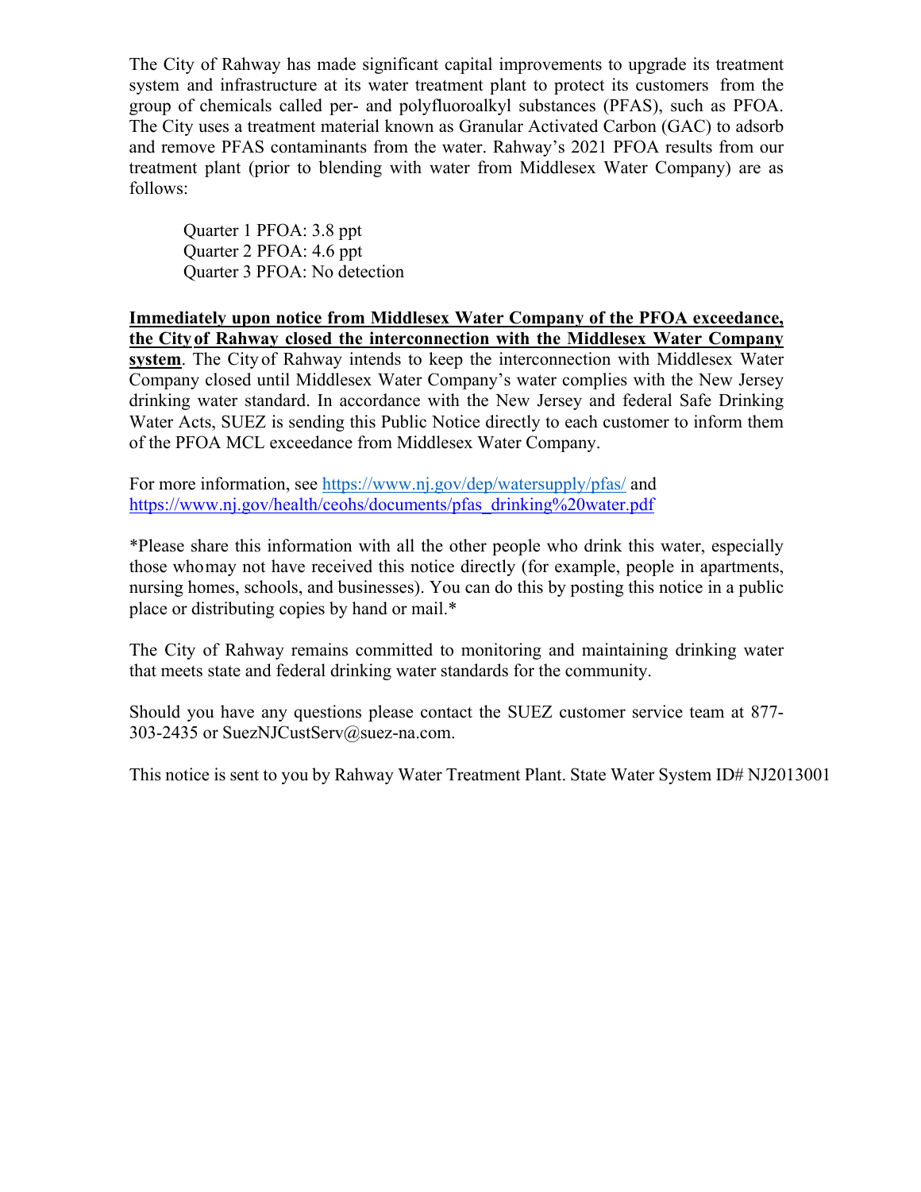The City of Rahway has made significant capital improvements to upgrade its treatment system and infrastructure at its water treatment plant to protect its customers from the group of chemicals called per- and polyfluoroalkyl substances (PFAS), such as PFOA. The City uses a treatment material known as Granular Activated Carbon (GAC) to adsorb and remove PFAS contaminants from the water. Rahway's 2021 PFOA results from our treatment plant (prior to blending with water from Middlesex Water Company) are as follows:

Quarter 1 PFOA: 3.8 ppt
Quarter 2 PFOA: 4.6 ppt
Quarter 3 PFOA: No detection

**Immediately upon notice from Middlesex Water Company of the PFOA exceedance, the City of Rahway closed the interconnection with the Middlesex Water Company system**. The City of Rahway intends to keep the interconnection with Middlesex Water Company closed until Middlesex Water Company's water complies with the New Jersey drinking water standard. In accordance with the New Jersey and federal Safe Drinking Water Acts, SUEZ is sending this Public Notice directly to each customer to inform them of the PFOA MCL exceedance from Middlesex Water Company.

For more information, see https://www.nj.gov/dep/watersupply/pfas/ and https://www.nj.gov/health/ceohs/documents/pfas_drinking%20water.pdf

*Please share this information with all the other people who drink this water, especially those who may not have received this notice directly (for example, people in apartments, nursing homes, schools, and businesses). You can do this by posting this notice in a public place or distributing copies by hand or mail.*

The City of Rahway remains committed to monitoring and maintaining drinking water that meets state and federal drinking water standards for the community.

Should you have any questions please contact the SUEZ customer service team at 877-303-2435 or SuezNJCustServ@suez-na.com.

This notice is sent to you by Rahway Water Treatment Plant. State Water System ID# NJ2013001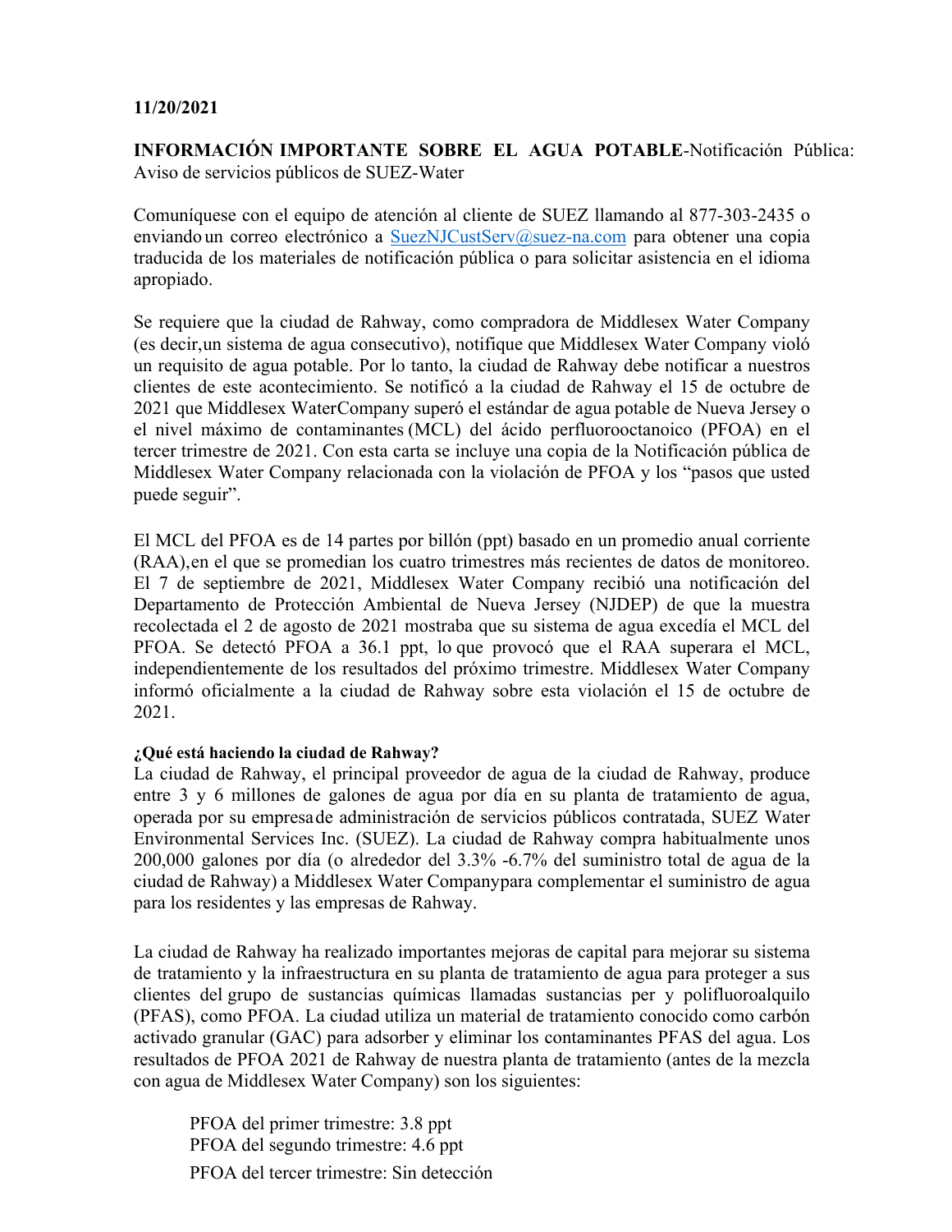**11/20/2021**

**INFORMACIÓN IMPORTANTE SOBRE EL AGUA POTABLE**-Notificación Pública: Aviso de servicios públicos de SUEZ-Water

Comuníquese con el equipo de atención al cliente de SUEZ llamando al 877-303-2435 o enviando un correo electrónico a SuezNJCustServ@suez-na.com para obtener una copia traducida de los materiales de notificación pública o para solicitar asistencia en el idioma apropiado.

Se requiere que la ciudad de Rahway, como compradora de Middlesex Water Company (es decir,un sistema de agua consecutivo), notifique que Middlesex Water Company violó un requisito de agua potable. Por lo tanto, la ciudad de Rahway debe notificar a nuestros clientes de este acontecimiento. Se notificó a la ciudad de Rahway el 15 de octubre de 2021 que Middlesex WaterCompany superó el estándar de agua potable de Nueva Jersey o el nivel máximo de contaminantes (MCL) del ácido perfluorooctanoico (PFOA) en el tercer trimestre de 2021. Con esta carta se incluye una copia de la Notificación pública de Middlesex Water Company relacionada con la violación de PFOA y los "pasos que usted puede seguir".

El MCL del PFOA es de 14 partes por billón (ppt) basado en un promedio anual corriente (RAA),en el que se promedian los cuatro trimestres más recientes de datos de monitoreo. El 7 de septiembre de 2021, Middlesex Water Company recibió una notificación del Departamento de Protección Ambiental de Nueva Jersey (NJDEP) de que la muestra recolectada el 2 de agosto de 2021 mostraba que su sistema de agua excedía el MCL del PFOA. Se detectó PFOA a 36.1 ppt, lo que provocó que el RAA superara el MCL, independientemente de los resultados del próximo trimestre. Middlesex Water Company informó oficialmente a la ciudad de Rahway sobre esta violación el 15 de octubre de 2021.

**¿Qué está haciendo la ciudad de Rahway?**

La ciudad de Rahway, el principal proveedor de agua de la ciudad de Rahway, produce entre 3 y 6 millones de galones de agua por día en su planta de tratamiento de agua, operada por su empresa de administración de servicios públicos contratada, SUEZ Water Environmental Services Inc. (SUEZ). La ciudad de Rahway compra habitualmente unos 200,000 galones por día (o alrededor del 3.3% -6.7% del suministro total de agua de la ciudad de Rahway) a Middlesex Water Companypara complementar el suministro de agua para los residentes y las empresas de Rahway.

La ciudad de Rahway ha realizado importantes mejoras de capital para mejorar su sistema de tratamiento y la infraestructura en su planta de tratamiento de agua para proteger a sus clientes del grupo de sustancias químicas llamadas sustancias per y polifluoroalquilo (PFAS), como PFOA. La ciudad utiliza un material de tratamiento conocido como carbón activado granular (GAC) para adsorber y eliminar los contaminantes PFAS del agua. Los resultados de PFOA 2021 de Rahway de nuestra planta de tratamiento (antes de la mezcla con agua de Middlesex Water Company) son los siguientes:

PFOA del primer trimestre: 3.8 ppt
PFOA del segundo trimestre: 4.6 ppt
PFOA del tercer trimestre: Sin detección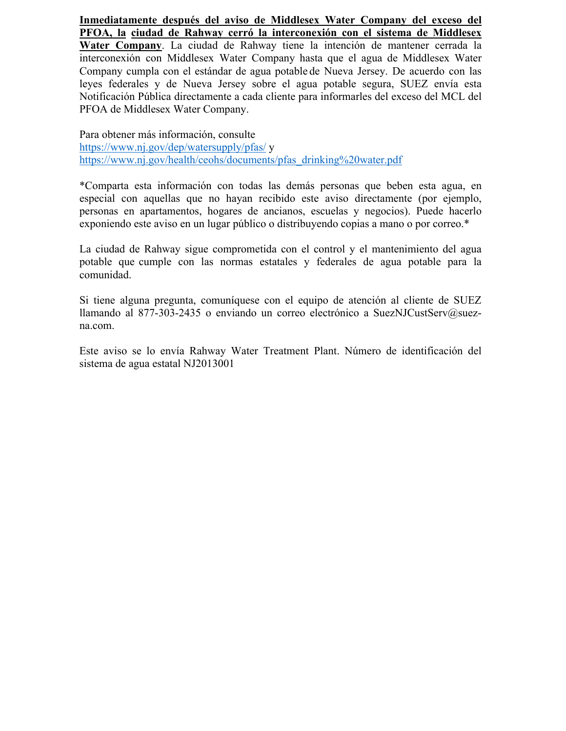**Inmediatamente después del aviso de Middlesex Water Company del exceso del PFOA, la ciudad de Rahway cerró la interconexión con el sistema de Middlesex Water Company**. La ciudad de Rahway tiene la intención de mantener cerrada la interconexión con Middlesex Water Company hasta que el agua de Middlesex Water Company cumpla con el estándar de agua potable de Nueva Jersey. De acuerdo con las leyes federales y de Nueva Jersey sobre el agua potable segura, SUEZ envía esta Notificación Pública directamente a cada cliente para informarles del exceso del MCL del PFOA de Middlesex Water Company.

Para obtener más información, consulte
https://www.nj.gov/dep/watersupply/pfas/ y
https://www.nj.gov/health/ceohs/documents/pfas_drinking%20water.pdf

*Comparta esta información con todas las demás personas que beben esta agua, en especial con aquellas que no hayan recibido este aviso directamente (por ejemplo, personas en apartamentos, hogares de ancianos, escuelas y negocios). Puede hacerlo exponiendo este aviso en un lugar público o distribuyendo copias a mano o por correo.*

La ciudad de Rahway sigue comprometida con el control y el mantenimiento del agua potable que cumple con las normas estatales y federales de agua potable para la comunidad.

Si tiene alguna pregunta, comuníquese con el equipo de atención al cliente de SUEZ llamando al 877-303-2435 o enviando un correo electrónico a SuezNJCustServ@suez-na.com.

Este aviso se lo envía Rahway Water Treatment Plant. Número de identificación del sistema de agua estatal NJ2013001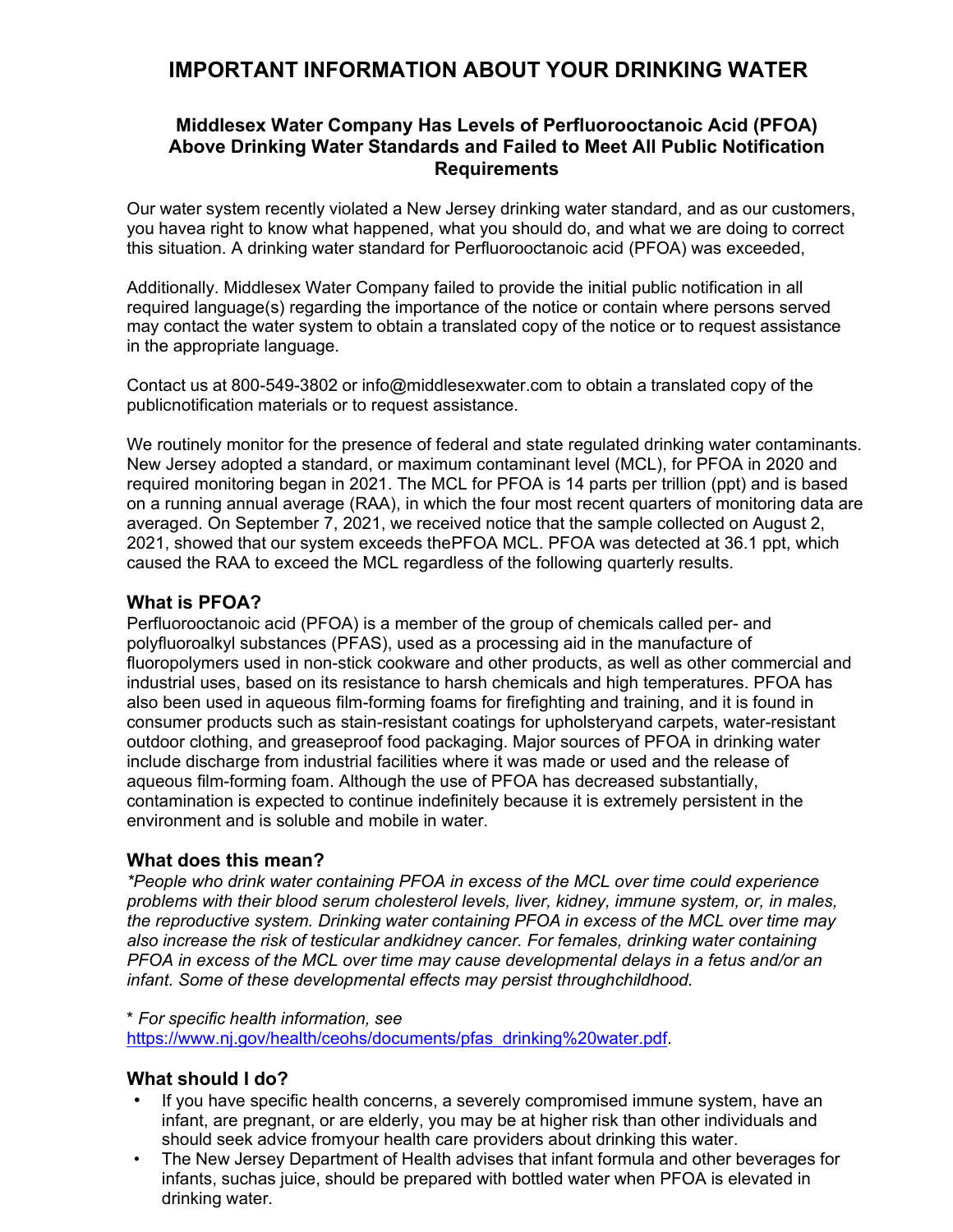# IMPORTANT INFORMATION ABOUT YOUR DRINKING WATER

### Middlesex Water Company Has Levels of Perfluorooctanoic Acid (PFOA) Above Drinking Water Standards and Failed to Meet All Public Notification Requirements

Our water system recently violated a New Jersey drinking water standard, and as our customers, you havea right to know what happened, what you should do, and what we are doing to correct this situation. A drinking water standard for Perfluorooctanoic acid (PFOA) was exceeded,

Additionally. Middlesex Water Company failed to provide the initial public notification in all required language(s) regarding the importance of the notice or contain where persons served may contact the water system to obtain a translated copy of the notice or to request assistance in the appropriate language.

Contact us at 800-549-3802 or info@middlesexwater.com to obtain a translated copy of the publicnotification materials or to request assistance.

We routinely monitor for the presence of federal and state regulated drinking water contaminants. New Jersey adopted a standard, or maximum contaminant level (MCL), for PFOA in 2020 and required monitoring began in 2021. The MCL for PFOA is 14 parts per trillion (ppt) and is based on a running annual average (RAA), in which the four most recent quarters of monitoring data are averaged. On September 7, 2021, we received notice that the sample collected on August 2, 2021, showed that our system exceeds thePFOA MCL. PFOA was detected at 36.1 ppt, which caused the RAA to exceed the MCL regardless of the following quarterly results.

## What is PFOA?

Perfluorooctanoic acid (PFOA) is a member of the group of chemicals called per- and polyfluoroalkyl substances (PFAS), used as a processing aid in the manufacture of fluoropolymers used in non-stick cookware and other products, as well as other commercial and industrial uses, based on its resistance to harsh chemicals and high temperatures. PFOA has also been used in aqueous film-forming foams for firefighting and training, and it is found in consumer products such as stain-resistant coatings for upholsteryand carpets, water-resistant outdoor clothing, and greaseproof food packaging. Major sources of PFOA in drinking water include discharge from industrial facilities where it was made or used and the release of aqueous film-forming foam. Although the use of PFOA has decreased substantially, contamination is expected to continue indefinitely because it is extremely persistent in the environment and is soluble and mobile in water.

## What does this mean?

*\*People who drink water containing PFOA in excess of the MCL over time could experience problems with their blood serum cholesterol levels, liver, kidney, immune system, or, in males, the reproductive system. Drinking water containing PFOA in excess of the MCL over time may also increase the risk of testicular andkidney cancer. For females, drinking water containing PFOA in excess of the MCL over time may cause developmental delays in a fetus and/or an infant. Some of these developmental effects may persist throughchildhood.*

\* *For specific health information, see* https://www.nj.gov/health/ceohs/documents/pfas_drinking%20water.pdf.

## What should I do?

- If you have specific health concerns, a severely compromised immune system, have an infant, are pregnant, or are elderly, you may be at higher risk than other individuals and should seek advice fromyour health care providers about drinking this water.
- The New Jersey Department of Health advises that infant formula and other beverages for infants, suchas juice, should be prepared with bottled water when PFOA is elevated in drinking water.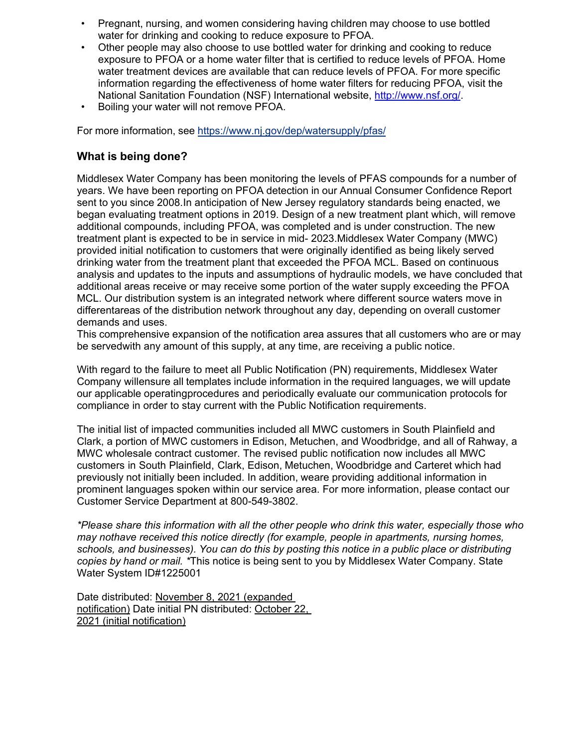- Pregnant, nursing, and women considering having children may choose to use bottled water for drinking and cooking to reduce exposure to PFOA.
- Other people may also choose to use bottled water for drinking and cooking to reduce exposure to PFOA or a home water filter that is certified to reduce levels of PFOA. Home water treatment devices are available that can reduce levels of PFOA. For more specific information regarding the effectiveness of home water filters for reducing PFOA, visit the National Sanitation Foundation (NSF) International website, http://www.nsf.org/.
- Boiling your water will not remove PFOA.

For more information, see https://www.nj.gov/dep/watersupply/pfas/

### What is being done?

Middlesex Water Company has been monitoring the levels of PFAS compounds for a number of years. We have been reporting on PFOA detection in our Annual Consumer Confidence Report sent to you since 2008.In anticipation of New Jersey regulatory standards being enacted, we began evaluating treatment options in 2019. Design of a new treatment plant which, will remove additional compounds, including PFOA, was completed and is under construction. The new treatment plant is expected to be in service in mid- 2023.Middlesex Water Company (MWC) provided initial notification to customers that were originally identified as being likely served drinking water from the treatment plant that exceeded the PFOA MCL. Based on continuous analysis and updates to the inputs and assumptions of hydraulic models, we have concluded that additional areas receive or may receive some portion of the water supply exceeding the PFOA MCL. Our distribution system is an integrated network where different source waters move in differentareas of the distribution network throughout any day, depending on overall customer demands and uses.
This comprehensive expansion of the notification area assures that all customers who are or may be servedwith any amount of this supply, at any time, are receiving a public notice.

With regard to the failure to meet all Public Notification (PN) requirements, Middlesex Water Company willensure all templates include information in the required languages, we will update our applicable operatingprocedures and periodically evaluate our communication protocols for compliance in order to stay current with the Public Notification requirements.

The initial list of impacted communities included all MWC customers in South Plainfield and Clark, a portion of MWC customers in Edison, Metuchen, and Woodbridge, and all of Rahway, a MWC wholesale contract customer. The revised public notification now includes all MWC customers in South Plainfield, Clark, Edison, Metuchen, Woodbridge and Carteret which had previously not initially been included. In addition, weare providing additional information in prominent languages spoken within our service area. For more information, please contact our Customer Service Department at 800-549-3802.

*\*Please share this information with all the other people who drink this water, especially those who may nothave received this notice directly (for example, people in apartments, nursing homes, schools, and businesses). You can do this by posting this notice in a public place or distributing copies by hand or mail.* \*This notice is being sent to you by Middlesex Water Company. State Water System ID#1225001

Date distributed: November 8, 2021 (expanded notification) Date initial PN distributed: October 22, 2021 (initial notification)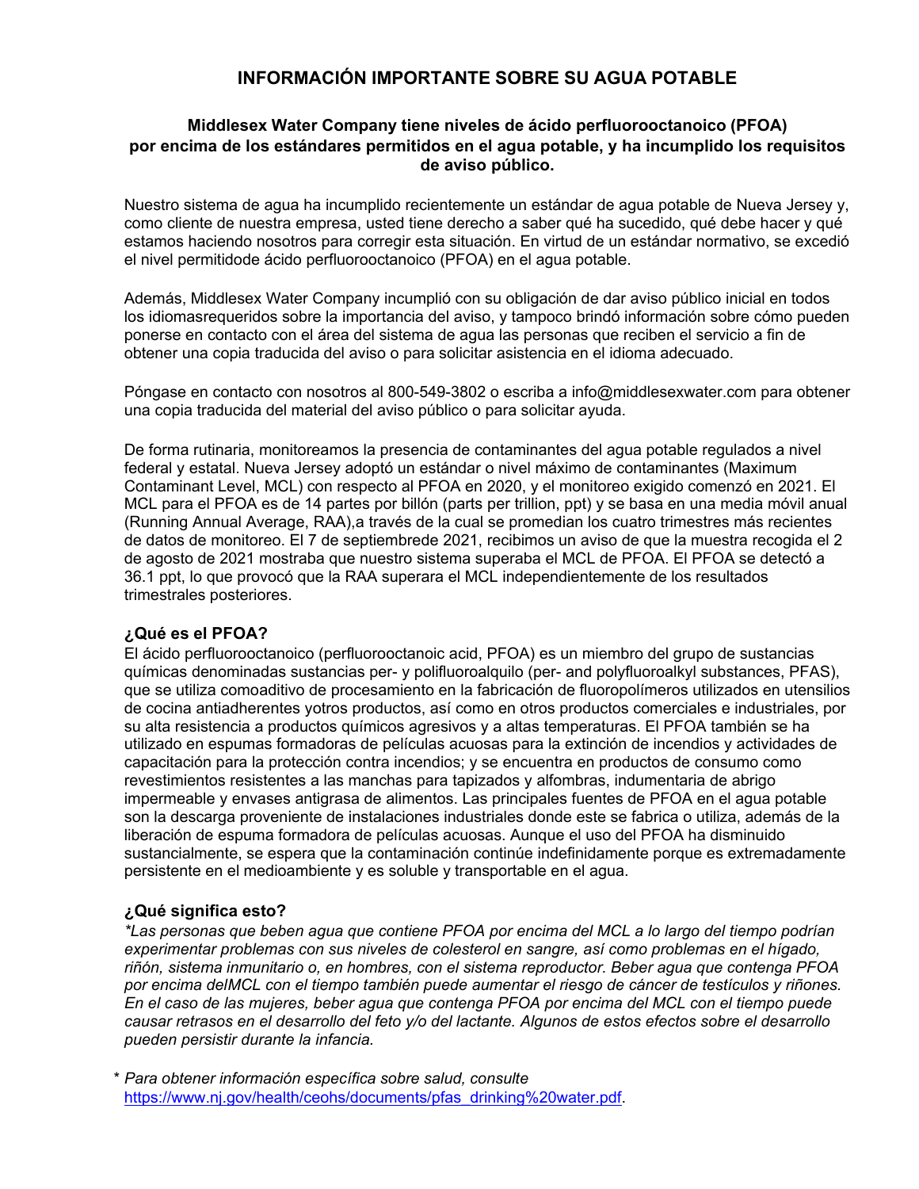# INFORMACIÓN IMPORTANTE SOBRE SU AGUA POTABLE

## Middlesex Water Company tiene niveles de ácido perfluorooctanoico (PFOA) por encima de los estándares permitidos en el agua potable, y ha incumplido los requisitos de aviso público.

Nuestro sistema de agua ha incumplido recientemente un estándar de agua potable de Nueva Jersey y, como cliente de nuestra empresa, usted tiene derecho a saber qué ha sucedido, qué debe hacer y qué estamos haciendo nosotros para corregir esta situación. En virtud de un estándar normativo, se excedió el nivel permitidode ácido perfluorooctanoico (PFOA) en el agua potable.

Además, Middlesex Water Company incumplió con su obligación de dar aviso público inicial en todos los idiomasrequeridos sobre la importancia del aviso, y tampoco brindó información sobre cómo pueden ponerse en contacto con el área del sistema de agua las personas que reciben el servicio a fin de obtener una copia traducida del aviso o para solicitar asistencia en el idioma adecuado.

Póngase en contacto con nosotros al 800-549-3802 o escriba a info@middlesexwater.com para obtener una copia traducida del material del aviso público o para solicitar ayuda.

De forma rutinaria, monitoreamos la presencia de contaminantes del agua potable regulados a nivel federal y estatal. Nueva Jersey adoptó un estándar o nivel máximo de contaminantes (Maximum Contaminant Level, MCL) con respecto al PFOA en 2020, y el monitoreo exigido comenzó en 2021. El MCL para el PFOA es de 14 partes por billón (parts per trillion, ppt) y se basa en una media móvil anual (Running Annual Average, RAA),a través de la cual se promedian los cuatro trimestres más recientes de datos de monitoreo. El 7 de septiembrede 2021, recibimos un aviso de que la muestra recogida el 2 de agosto de 2021 mostraba que nuestro sistema superaba el MCL de PFOA. El PFOA se detectó a 36.1 ppt, lo que provocó que la RAA superara el MCL independientemente de los resultados trimestrales posteriores.

### ¿Qué es el PFOA?

El ácido perfluorooctanoico (perfluorooctanoic acid, PFOA) es un miembro del grupo de sustancias químicas denominadas sustancias per- y polifluoroalquilo (per- and polyfluoroalkyl substances, PFAS), que se utiliza comoaditivo de procesamiento en la fabricación de fluoropolímeros utilizados en utensilios de cocina antiadherentes yotros productos, así como en otros productos comerciales e industriales, por su alta resistencia a productos químicos agresivos y a altas temperaturas. El PFOA también se ha utilizado en espumas formadoras de películas acuosas para la extinción de incendios y actividades de capacitación para la protección contra incendios; y se encuentra en productos de consumo como revestimientos resistentes a las manchas para tapizados y alfombras, indumentaria de abrigo impermeable y envases antigrasa de alimentos. Las principales fuentes de PFOA en el agua potable son la descarga proveniente de instalaciones industriales donde este se fabrica o utiliza, además de la liberación de espuma formadora de películas acuosas. Aunque el uso del PFOA ha disminuido sustancialmente, se espera que la contaminación continúe indefinidamente porque es extremadamente persistente en el medioambiente y es soluble y transportable en el agua.

### ¿Qué significa esto?

*\*Las personas que beben agua que contiene PFOA por encima del MCL a lo largo del tiempo podrían experimentar problemas con sus niveles de colesterol en sangre, así como problemas en el hígado, riñón, sistema inmunitario o, en hombres, con el sistema reproductor. Beber agua que contenga PFOA por encima delMCL con el tiempo también puede aumentar el riesgo de cáncer de testículos y riñones. En el caso de las mujeres, beber agua que contenga PFOA por encima del MCL con el tiempo puede causar retrasos en el desarrollo del feto y/o del lactante. Algunos de estos efectos sobre el desarrollo pueden persistir durante la infancia.*

\* *Para obtener información específica sobre salud, consulte* [https://www.nj.gov/health/ceohs/documents/pfas_drinking%20water.pdf](https://www.nj.gov/health/ceohs/documents/pfas_drinking%20water.pdf).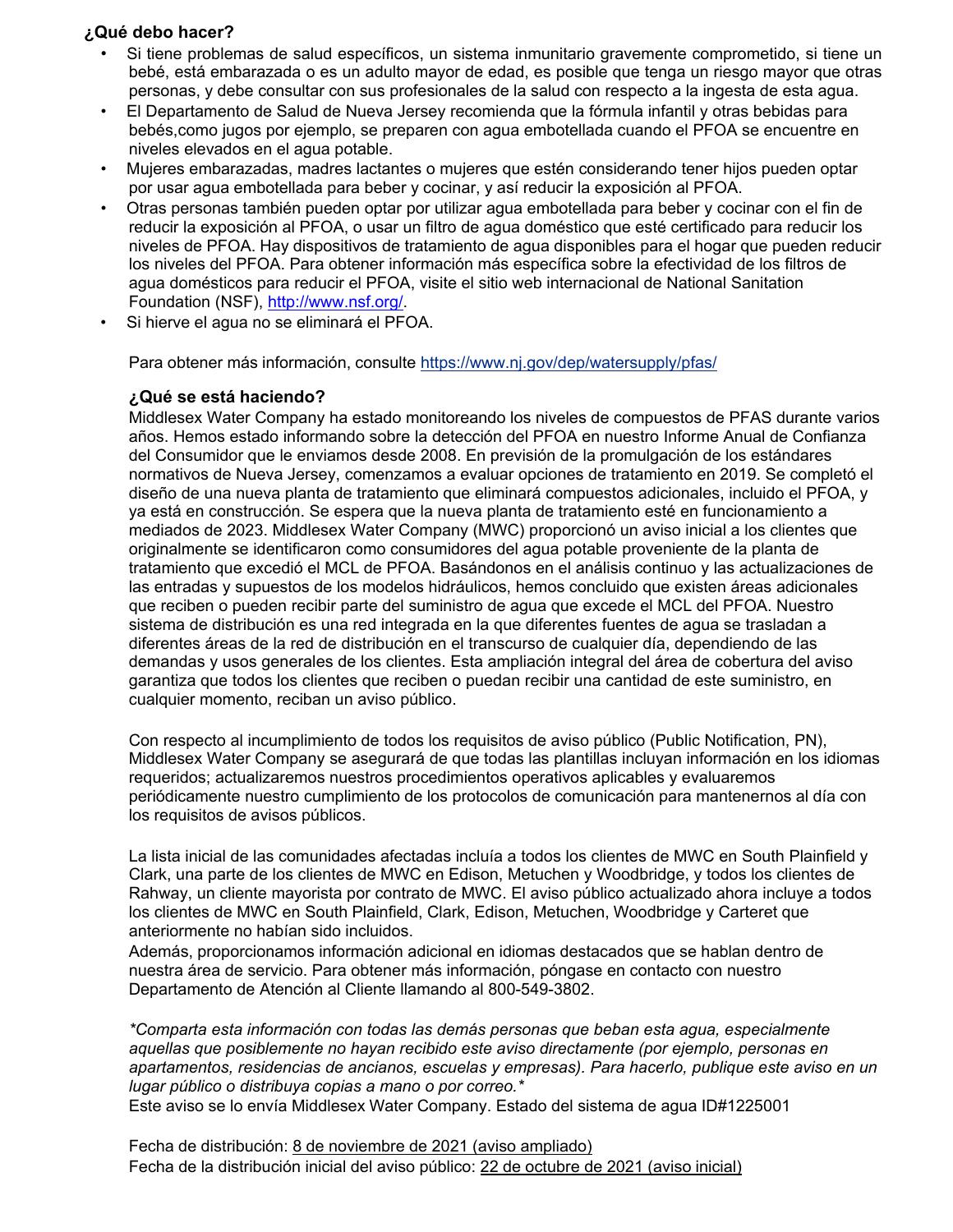**¿Qué debo hacer?**

- Si tiene problemas de salud específicos, un sistema inmunitario gravemente comprometido, si tiene un bebé, está embarazada o es un adulto mayor de edad, es posible que tenga un riesgo mayor que otras personas, y debe consultar con sus profesionales de la salud con respecto a la ingesta de esta agua.
- El Departamento de Salud de Nueva Jersey recomienda que la fórmula infantil y otras bebidas para bebés,como jugos por ejemplo, se preparen con agua embotellada cuando el PFOA se encuentre en niveles elevados en el agua potable.
- Mujeres embarazadas, madres lactantes o mujeres que estén considerando tener hijos pueden optar por usar agua embotellada para beber y cocinar, y así reducir la exposición al PFOA.
- Otras personas también pueden optar por utilizar agua embotellada para beber y cocinar con el fin de reducir la exposición al PFOA, o usar un filtro de agua doméstico que esté certificado para reducir los niveles de PFOA. Hay dispositivos de tratamiento de agua disponibles para el hogar que pueden reducir los niveles del PFOA. Para obtener información más específica sobre la efectividad de los filtros de agua domésticos para reducir el PFOA, visite el sitio web internacional de National Sanitation Foundation (NSF), http://www.nsf.org/.
- Si hierve el agua no se eliminará el PFOA.

Para obtener más información, consulte https://www.nj.gov/dep/watersupply/pfas/

**¿Qué se está haciendo?**

Middlesex Water Company ha estado monitoreando los niveles de compuestos de PFAS durante varios años. Hemos estado informando sobre la detección del PFOA en nuestro Informe Anual de Confianza del Consumidor que le enviamos desde 2008. En previsión de la promulgación de los estándares normativos de Nueva Jersey, comenzamos a evaluar opciones de tratamiento en 2019. Se completó el diseño de una nueva planta de tratamiento que eliminará compuestos adicionales, incluido el PFOA, y ya está en construcción. Se espera que la nueva planta de tratamiento esté en funcionamiento a mediados de 2023. Middlesex Water Company (MWC) proporcionó un aviso inicial a los clientes que originalmente se identificaron como consumidores del agua potable proveniente de la planta de tratamiento que excedió el MCL de PFOA. Basándonos en el análisis continuo y las actualizaciones de las entradas y supuestos de los modelos hidráulicos, hemos concluido que existen áreas adicionales que reciben o pueden recibir parte del suministro de agua que excede el MCL del PFOA. Nuestro sistema de distribución es una red integrada en la que diferentes fuentes de agua se trasladan a diferentes áreas de la red de distribución en el transcurso de cualquier día, dependiendo de las demandas y usos generales de los clientes. Esta ampliación integral del área de cobertura del aviso garantiza que todos los clientes que reciben o puedan recibir una cantidad de este suministro, en cualquier momento, reciban un aviso público.

Con respecto al incumplimiento de todos los requisitos de aviso público (Public Notification, PN), Middlesex Water Company se asegurará de que todas las plantillas incluyan información en los idiomas requeridos; actualizaremos nuestros procedimientos operativos aplicables y evaluaremos periódicamente nuestro cumplimiento de los protocolos de comunicación para mantenernos al día con los requisitos de avisos públicos.

La lista inicial de las comunidades afectadas incluía a todos los clientes de MWC en South Plainfield y Clark, una parte de los clientes de MWC en Edison, Metuchen y Woodbridge, y todos los clientes de Rahway, un cliente mayorista por contrato de MWC. El aviso público actualizado ahora incluye a todos los clientes de MWC en South Plainfield, Clark, Edison, Metuchen, Woodbridge y Carteret que anteriormente no habían sido incluidos.

Además, proporcionamos información adicional en idiomas destacados que se hablan dentro de nuestra área de servicio. Para obtener más información, póngase en contacto con nuestro Departamento de Atención al Cliente llamando al 800-549-3802.

*\*Comparta esta información con todas las demás personas que beban esta agua, especialmente aquellas que posiblemente no hayan recibido este aviso directamente (por ejemplo, personas en apartamentos, residencias de ancianos, escuelas y empresas). Para hacerlo, publique este aviso en un lugar público o distribuya copias a mano o por correo.\**

Este aviso se lo envía Middlesex Water Company. Estado del sistema de agua ID#1225001

Fecha de distribución: 8 de noviembre de 2021 (aviso ampliado)

Fecha de la distribución inicial del aviso público: 22 de octubre de 2021 (aviso inicial)